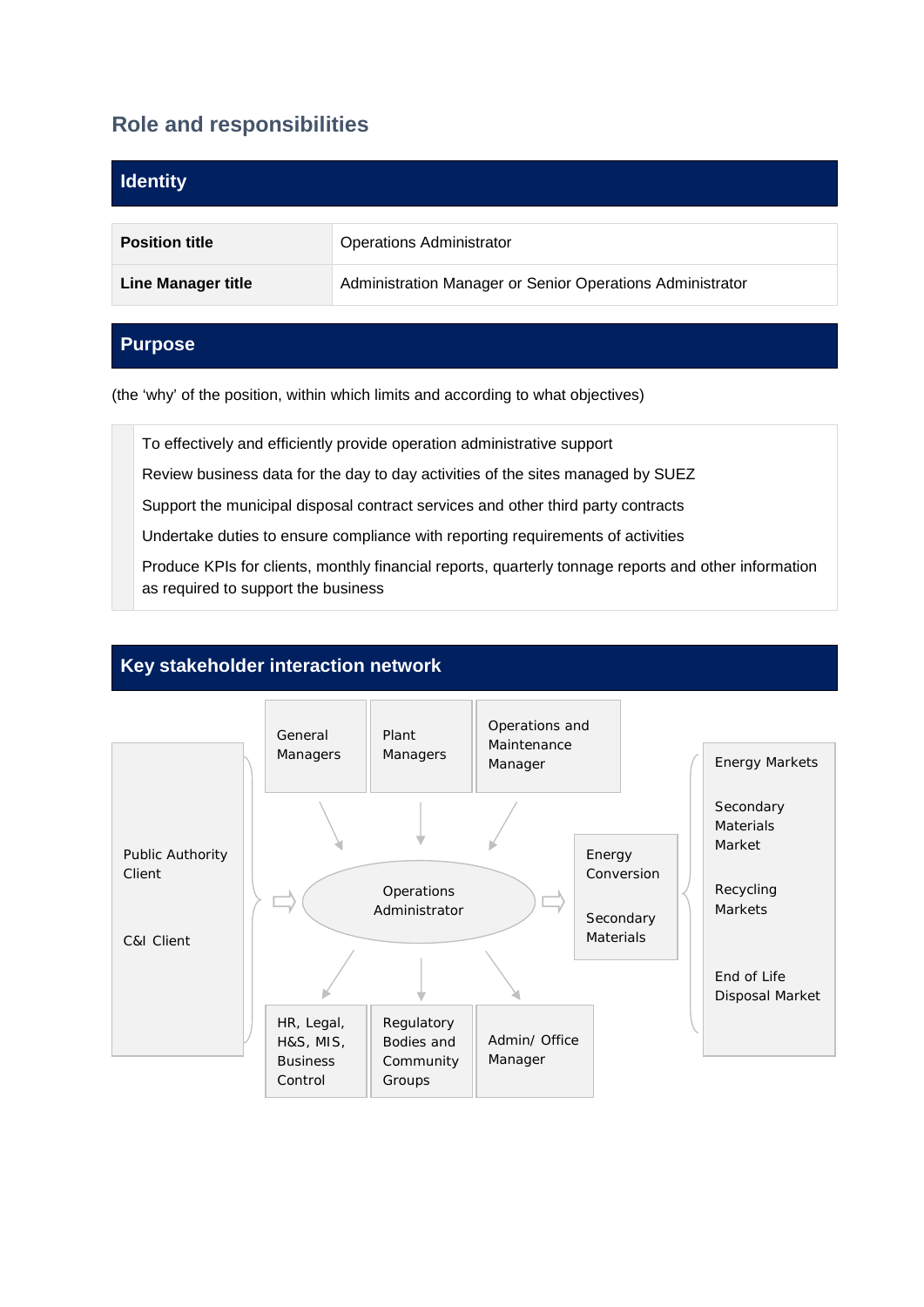## Role and responsibilities

### Identity

| | |
|---|---|
| **Position title** | Operations Administrator |
| **Line Manager title** | Administration Manager or Senior Operations Administrator |

### Purpose

(the 'why' of the position, within which limits and according to what objectives)

- To effectively and efficiently provide operation administrative support
- Review business data for the day to day activities of the sites managed by SUEZ
- Support the municipal disposal contract services and other third party contracts
- Undertake duties to ensure compliance with reporting requirements of activities
- Produce KPIs for clients, monthly financial reports, quarterly tonnage reports and other information as required to support the business

### Key stakeholder interaction network

Public Authority Client

C&I Client

General Managers

Plant Managers

Operations and Maintenance Manager

Operations Administrator

Energy Conversion

Secondary Materials

Energy Markets

Secondary Materials Market

Recycling Markets

End of Life Disposal Market

HR, Legal, H&S, MIS, Business Control

Regulatory Bodies and Community Groups

Admin/ Office Manager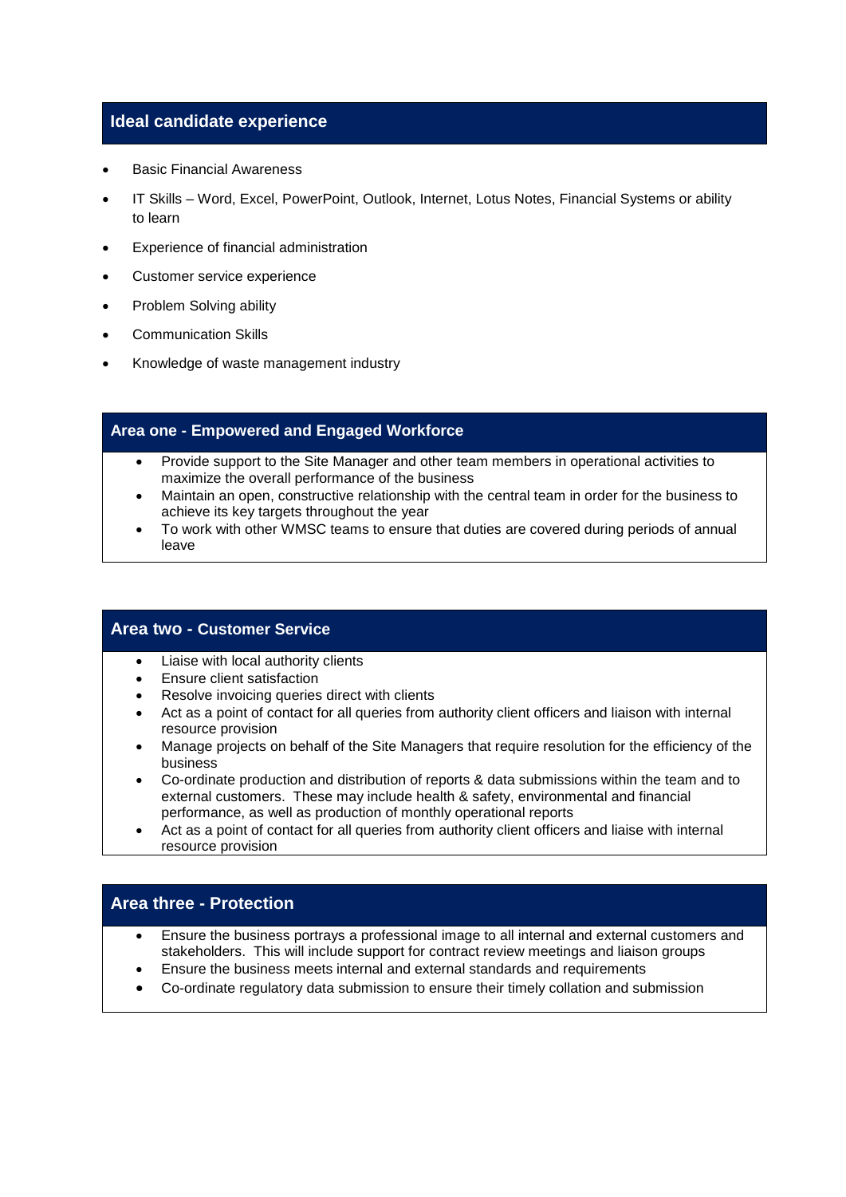## Ideal candidate experience

- Basic Financial Awareness
- IT Skills – Word, Excel, PowerPoint, Outlook, Internet, Lotus Notes, Financial Systems or ability to learn
- Experience of financial administration
- Customer service experience
- Problem Solving ability
- Communication Skills
- Knowledge of waste management industry

## Area one - Empowered and Engaged Workforce

- Provide support to the Site Manager and other team members in operational activities to maximize the overall performance of the business
- Maintain an open, constructive relationship with the central team in order for the business to achieve its key targets throughout the year
- To work with other WMSC teams to ensure that duties are covered during periods of annual leave

## Area two - Customer Service

- Liaise with local authority clients
- Ensure client satisfaction
- Resolve invoicing queries direct with clients
- Act as a point of contact for all queries from authority client officers and liaison with internal resource provision
- Manage projects on behalf of the Site Managers that require resolution for the efficiency of the business
- Co-ordinate production and distribution of reports & data submissions within the team and to external customers. These may include health & safety, environmental and financial performance, as well as production of monthly operational reports
- Act as a point of contact for all queries from authority client officers and liaise with internal resource provision

## Area three - Protection

- Ensure the business portrays a professional image to all internal and external customers and stakeholders. This will include support for contract review meetings and liaison groups
- Ensure the business meets internal and external standards and requirements
- Co-ordinate regulatory data submission to ensure their timely collation and submission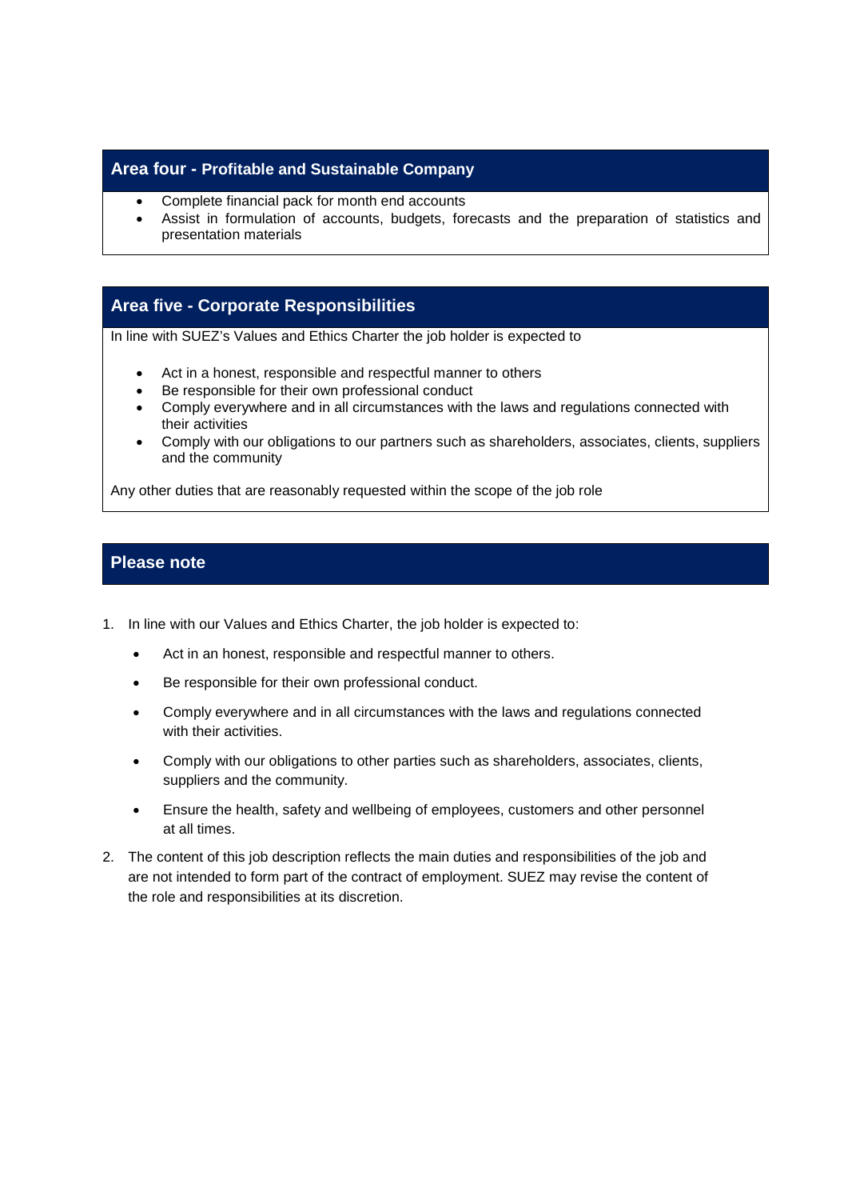## Area four - Profitable and Sustainable Company

- Complete financial pack for month end accounts
- Assist in formulation of accounts, budgets, forecasts and the preparation of statistics and presentation materials

## Area five - Corporate Responsibilities

In line with SUEZ's Values and Ethics Charter the job holder is expected to

- Act in a honest, responsible and respectful manner to others
- Be responsible for their own professional conduct
- Comply everywhere and in all circumstances with the laws and regulations connected with their activities
- Comply with our obligations to our partners such as shareholders, associates, clients, suppliers and the community

Any other duties that are reasonably requested within the scope of the job role

## Please note

1. In line with our Values and Ethics Charter, the job holder is expected to:
   - Act in an honest, responsible and respectful manner to others.
   - Be responsible for their own professional conduct.
   - Comply everywhere and in all circumstances with the laws and regulations connected with their activities.
   - Comply with our obligations to other parties such as shareholders, associates, clients, suppliers and the community.
   - Ensure the health, safety and wellbeing of employees, customers and other personnel at all times.
2. The content of this job description reflects the main duties and responsibilities of the job and are not intended to form part of the contract of employment. SUEZ may revise the content of the role and responsibilities at its discretion.